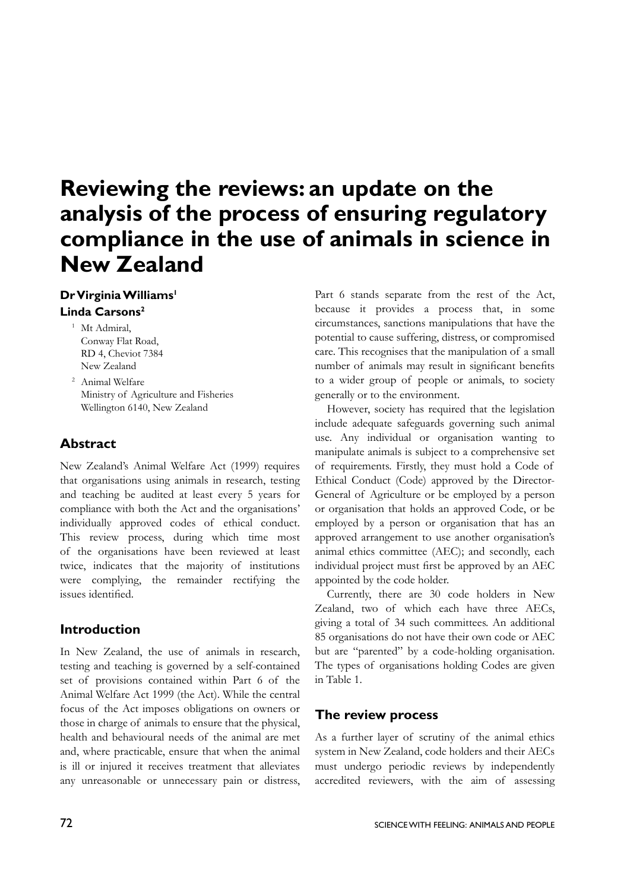# Reviewing the reviews: an update on the analysis of the process of ensuring regulatory compliance in the use of animals in science in New Zealand

**Dr Virginia Williams**[1]
**Linda Carsons**[2]

[1] Mt Admiral,
Conway Flat Road,
RD 4, Cheviot 7384
New Zealand

[2] Animal Welfare
Ministry of Agriculture and Fisheries
Wellington 6140, New Zealand

## Abstract

New Zealand's Animal Welfare Act (1999) requires that organisations using animals in research, testing and teaching be audited at least every 5 years for compliance with both the Act and the organisations' individually approved codes of ethical conduct. This review process, during which time most of the organisations have been reviewed at least twice, indicates that the majority of institutions were complying, the remainder rectifying the issues identified.

## Introduction

In New Zealand, the use of animals in research, testing and teaching is governed by a self-contained set of provisions contained within Part 6 of the Animal Welfare Act 1999 (the Act). While the central focus of the Act imposes obligations on owners or those in charge of animals to ensure that the physical, health and behavioural needs of the animal are met and, where practicable, ensure that when the animal is ill or injured it receives treatment that alleviates any unreasonable or unnecessary pain or distress, Part 6 stands separate from the rest of the Act, because it provides a process that, in some circumstances, sanctions manipulations that have the potential to cause suffering, distress, or compromised care. This recognises that the manipulation of a small number of animals may result in significant benefits to a wider group of people or animals, to society generally or to the environment.

However, society has required that the legislation include adequate safeguards governing such animal use. Any individual or organisation wanting to manipulate animals is subject to a comprehensive set of requirements. Firstly, they must hold a Code of Ethical Conduct (Code) approved by the Director-General of Agriculture or be employed by a person or organisation that holds an approved Code, or be employed by a person or organisation that has an approved arrangement to use another organisation's animal ethics committee (AEC); and secondly, each individual project must first be approved by an AEC appointed by the code holder.

Currently, there are 30 code holders in New Zealand, two of which each have three AECs, giving a total of 34 such committees. An additional 85 organisations do not have their own code or AEC but are "parented" by a code-holding organisation. The types of organisations holding Codes are given in Table 1.

## The review process

As a further layer of scrutiny of the animal ethics system in New Zealand, code holders and their AECs must undergo periodic reviews by independently accredited reviewers, with the aim of assessing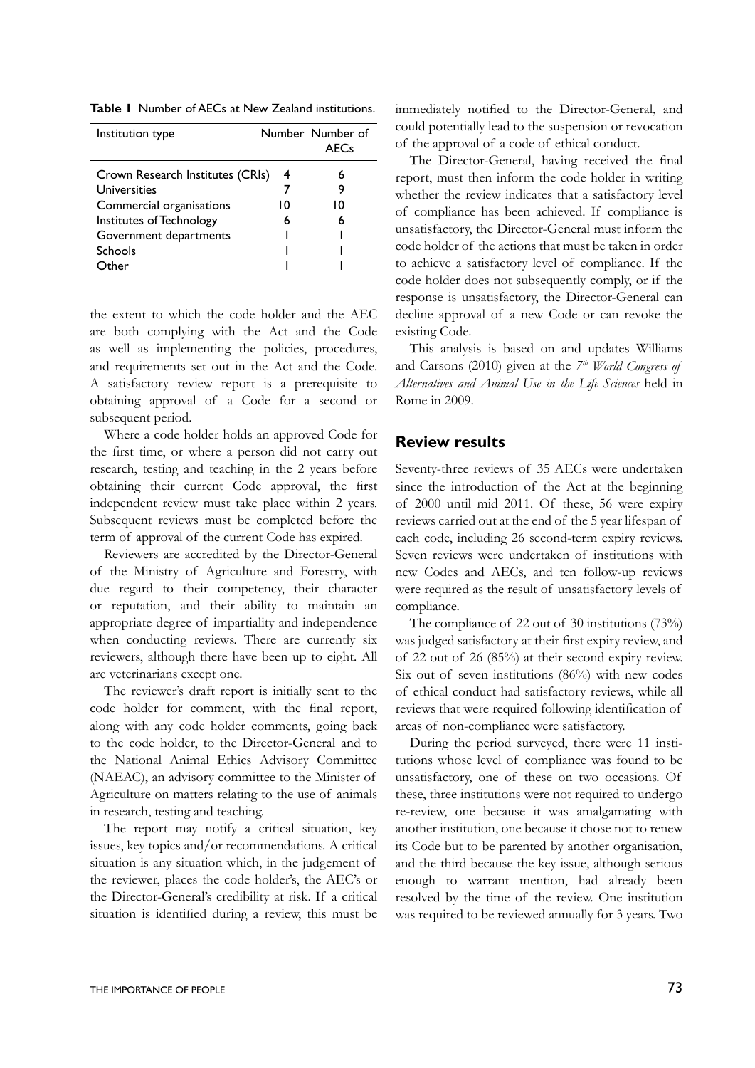**Table 1** Number of AECs at New Zealand institutions.

| Institution type | Number | Number of AECs |
|---|---|---|
| Crown Research Institutes (CRIs) | 4 | 6 |
| Universities | 7 | 9 |
| Commercial organisations | 10 | 10 |
| Institutes of Technology | 6 | 6 |
| Government departments | 1 | 1 |
| Schools | 1 | 1 |
| Other | 1 | 1 |

the extent to which the code holder and the AEC are both complying with the Act and the Code as well as implementing the policies, procedures, and requirements set out in the Act and the Code. A satisfactory review report is a prerequisite to obtaining approval of a Code for a second or subsequent period.

Where a code holder holds an approved Code for the first time, or where a person did not carry out research, testing and teaching in the 2 years before obtaining their current Code approval, the first independent review must take place within 2 years. Subsequent reviews must be completed before the term of approval of the current Code has expired.

Reviewers are accredited by the Director-General of the Ministry of Agriculture and Forestry, with due regard to their competency, their character or reputation, and their ability to maintain an appropriate degree of impartiality and independence when conducting reviews. There are currently six reviewers, although there have been up to eight. All are veterinarians except one.

The reviewer's draft report is initially sent to the code holder for comment, with the final report, along with any code holder comments, going back to the code holder, to the Director-General and to the National Animal Ethics Advisory Committee (NAEAC), an advisory committee to the Minister of Agriculture on matters relating to the use of animals in research, testing and teaching.

The report may notify a critical situation, key issues, key topics and/or recommendations. A critical situation is any situation which, in the judgement of the reviewer, places the code holder's, the AEC's or the Director-General's credibility at risk. If a critical situation is identified during a review, this must be immediately notified to the Director-General, and could potentially lead to the suspension or revocation of the approval of a code of ethical conduct.

The Director-General, having received the final report, must then inform the code holder in writing whether the review indicates that a satisfactory level of compliance has been achieved. If compliance is unsatisfactory, the Director-General must inform the code holder of the actions that must be taken in order to achieve a satisfactory level of compliance. If the code holder does not subsequently comply, or if the response is unsatisfactory, the Director-General can decline approval of a new Code or can revoke the existing Code.

This analysis is based on and updates Williams and Carsons (2010) given at the *7th World Congress of Alternatives and Animal Use in the Life Sciences* held in Rome in 2009.

## Review results

Seventy-three reviews of 35 AECs were undertaken since the introduction of the Act at the beginning of 2000 until mid 2011. Of these, 56 were expiry reviews carried out at the end of the 5 year lifespan of each code, including 26 second-term expiry reviews. Seven reviews were undertaken of institutions with new Codes and AECs, and ten follow-up reviews were required as the result of unsatisfactory levels of compliance.

The compliance of 22 out of 30 institutions (73%) was judged satisfactory at their first expiry review, and of 22 out of 26 (85%) at their second expiry review. Six out of seven institutions (86%) with new codes of ethical conduct had satisfactory reviews, while all reviews that were required following identification of areas of non-compliance were satisfactory.

During the period surveyed, there were 11 institutions whose level of compliance was found to be unsatisfactory, one of these on two occasions. Of these, three institutions were not required to undergo re-review, one because it was amalgamating with another institution, one because it chose not to renew its Code but to be parented by another organisation, and the third because the key issue, although serious enough to warrant mention, had already been resolved by the time of the review. One institution was required to be reviewed annually for 3 years. Two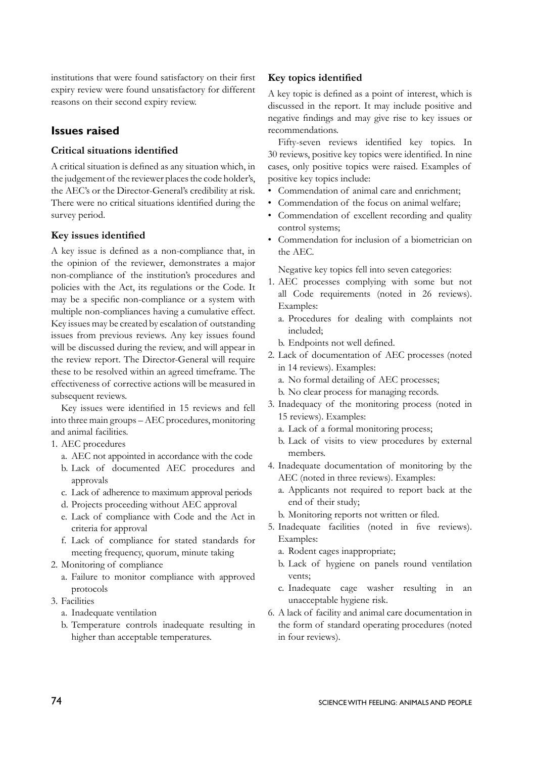institutions that were found satisfactory on their first expiry review were found unsatisfactory for different reasons on their second expiry review.

## Issues raised

### Critical situations identified

A critical situation is defined as any situation which, in the judgement of the reviewer places the code holder's, the AEC's or the Director-General's credibility at risk. There were no critical situations identified during the survey period.

### Key issues identified

A key issue is defined as a non-compliance that, in the opinion of the reviewer, demonstrates a major non-compliance of the institution's procedures and policies with the Act, its regulations or the Code. It may be a specific non-compliance or a system with multiple non-compliances having a cumulative effect. Key issues may be created by escalation of outstanding issues from previous reviews. Any key issues found will be discussed during the review, and will appear in the review report. The Director-General will require these to be resolved within an agreed timeframe. The effectiveness of corrective actions will be measured in subsequent reviews.

Key issues were identified in 15 reviews and fell into three main groups – AEC procedures, monitoring and animal facilities.

1. AEC procedures
   a. AEC not appointed in accordance with the code
   b. Lack of documented AEC procedures and approvals
   c. Lack of adherence to maximum approval periods
   d. Projects proceeding without AEC approval
   e. Lack of compliance with Code and the Act in criteria for approval
   f. Lack of compliance for stated standards for meeting frequency, quorum, minute taking
2. Monitoring of compliance
   a. Failure to monitor compliance with approved protocols
3. Facilities
   a. Inadequate ventilation
   b. Temperature controls inadequate resulting in higher than acceptable temperatures.

### Key topics identified

A key topic is defined as a point of interest, which is discussed in the report. It may include positive and negative findings and may give rise to key issues or recommendations.

Fifty-seven reviews identified key topics. In 30 reviews, positive key topics were identified. In nine cases, only positive topics were raised. Examples of positive key topics include:

- Commendation of animal care and enrichment;
- Commendation of the focus on animal welfare;
- Commendation of excellent recording and quality control systems;
- Commendation for inclusion of a biometrician on the AEC.

Negative key topics fell into seven categories:

1. AEC processes complying with some but not all Code requirements (noted in 26 reviews). Examples:
   a. Procedures for dealing with complaints not included;
   b. Endpoints not well defined.
2. Lack of documentation of AEC processes (noted in 14 reviews). Examples:
   a. No formal detailing of AEC processes;
   b. No clear process for managing records.
3. Inadequacy of the monitoring process (noted in 15 reviews). Examples:
   a. Lack of a formal monitoring process;
   b. Lack of visits to view procedures by external members.
4. Inadequate documentation of monitoring by the AEC (noted in three reviews). Examples:
   a. Applicants not required to report back at the end of their study;
   b. Monitoring reports not written or filed.
5. Inadequate facilities (noted in five reviews). Examples:
   a. Rodent cages inappropriate;
   b. Lack of hygiene on panels round ventilation vents;
   c. Inadequate cage washer resulting in an unacceptable hygiene risk.
6. A lack of facility and animal care documentation in the form of standard operating procedures (noted in four reviews).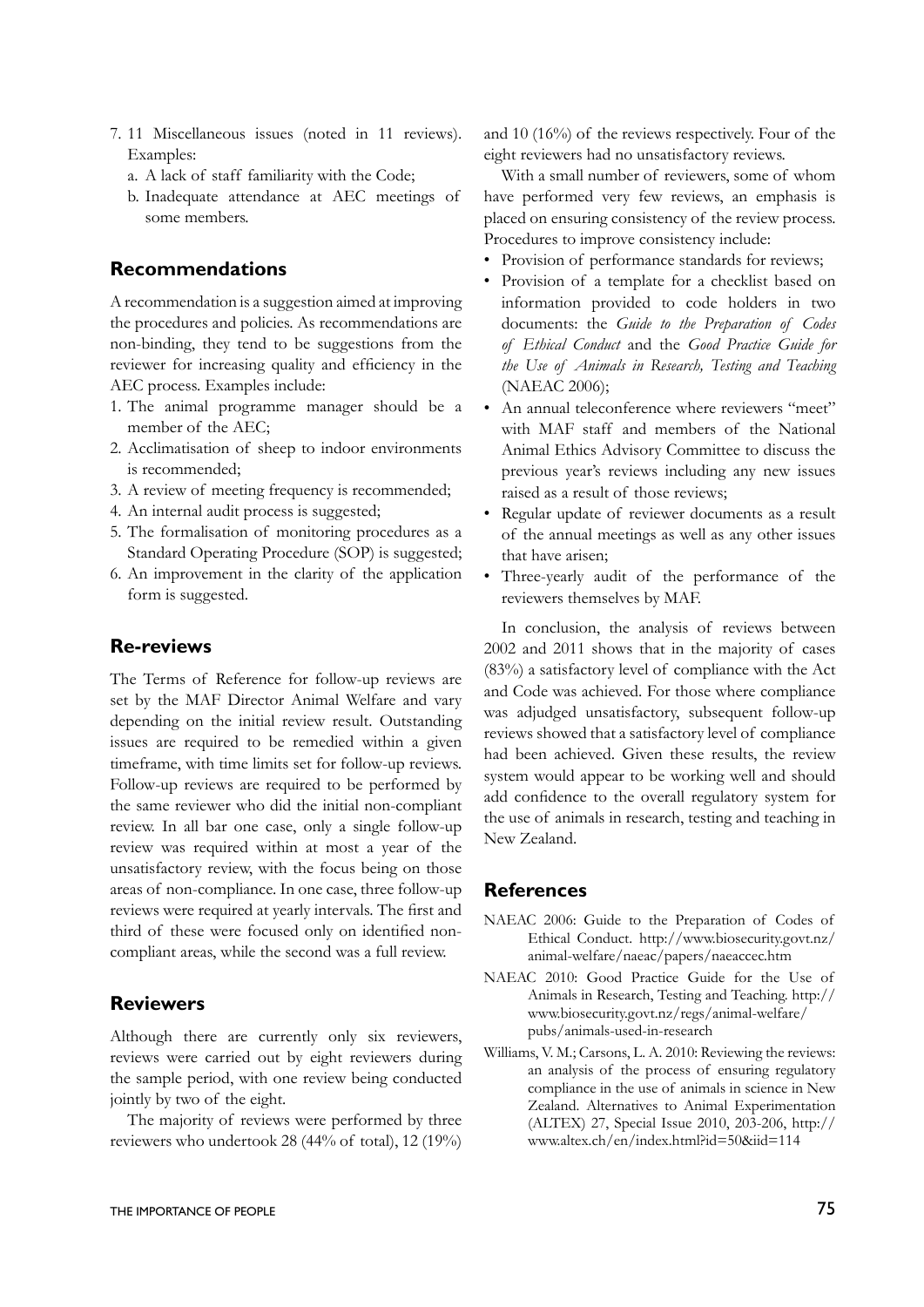7. 11 Miscellaneous issues (noted in 11 reviews). Examples:
   a. A lack of staff familiarity with the Code;
   b. Inadequate attendance at AEC meetings of some members.

## Recommendations

A recommendation is a suggestion aimed at improving the procedures and policies. As recommendations are non-binding, they tend to be suggestions from the reviewer for increasing quality and efficiency in the AEC process. Examples include:

1. The animal programme manager should be a member of the AEC;
2. Acclimatisation of sheep to indoor environments is recommended;
3. A review of meeting frequency is recommended;
4. An internal audit process is suggested;
5. The formalisation of monitoring procedures as a Standard Operating Procedure (SOP) is suggested;
6. An improvement in the clarity of the application form is suggested.

## Re-reviews

The Terms of Reference for follow-up reviews are set by the MAF Director Animal Welfare and vary depending on the initial review result. Outstanding issues are required to be remedied within a given timeframe, with time limits set for follow-up reviews. Follow-up reviews are required to be performed by the same reviewer who did the initial non-compliant review. In all bar one case, only a single follow-up review was required within at most a year of the unsatisfactory review, with the focus being on those areas of non-compliance. In one case, three follow-up reviews were required at yearly intervals. The first and third of these were focused only on identified non-compliant areas, while the second was a full review.

## Reviewers

Although there are currently only six reviewers, reviews were carried out by eight reviewers during the sample period, with one review being conducted jointly by two of the eight.

The majority of reviews were performed by three reviewers who undertook 28 (44% of total), 12 (19%) and 10 (16%) of the reviews respectively. Four of the eight reviewers had no unsatisfactory reviews.

With a small number of reviewers, some of whom have performed very few reviews, an emphasis is placed on ensuring consistency of the review process. Procedures to improve consistency include:

- Provision of performance standards for reviews;
- Provision of a template for a checklist based on information provided to code holders in two documents: the *Guide to the Preparation of Codes of Ethical Conduct* and the *Good Practice Guide for the Use of Animals in Research, Testing and Teaching* (NAEAC 2006);
- An annual teleconference where reviewers "meet" with MAF staff and members of the National Animal Ethics Advisory Committee to discuss the previous year's reviews including any new issues raised as a result of those reviews;
- Regular update of reviewer documents as a result of the annual meetings as well as any other issues that have arisen;
- Three-yearly audit of the performance of the reviewers themselves by MAF.

In conclusion, the analysis of reviews between 2002 and 2011 shows that in the majority of cases (83%) a satisfactory level of compliance with the Act and Code was achieved. For those where compliance was adjudged unsatisfactory, subsequent follow-up reviews showed that a satisfactory level of compliance had been achieved. Given these results, the review system would appear to be working well and should add confidence to the overall regulatory system for the use of animals in research, testing and teaching in New Zealand.

## References

NAEAC 2006: Guide to the Preparation of Codes of Ethical Conduct. http://www.biosecurity.govt.nz/animal-welfare/naeac/papers/naeaccec.htm

NAEAC 2010: Good Practice Guide for the Use of Animals in Research, Testing and Teaching. http://www.biosecurity.govt.nz/regs/animal-welfare/pubs/animals-used-in-research

Williams, V. M.; Carsons, L. A. 2010: Reviewing the reviews: an analysis of the process of ensuring regulatory compliance in the use of animals in science in New Zealand. Alternatives to Animal Experimentation (ALTEX) 27, Special Issue 2010, 203-206, http://www.altex.ch/en/index.html?id=50&iid=114